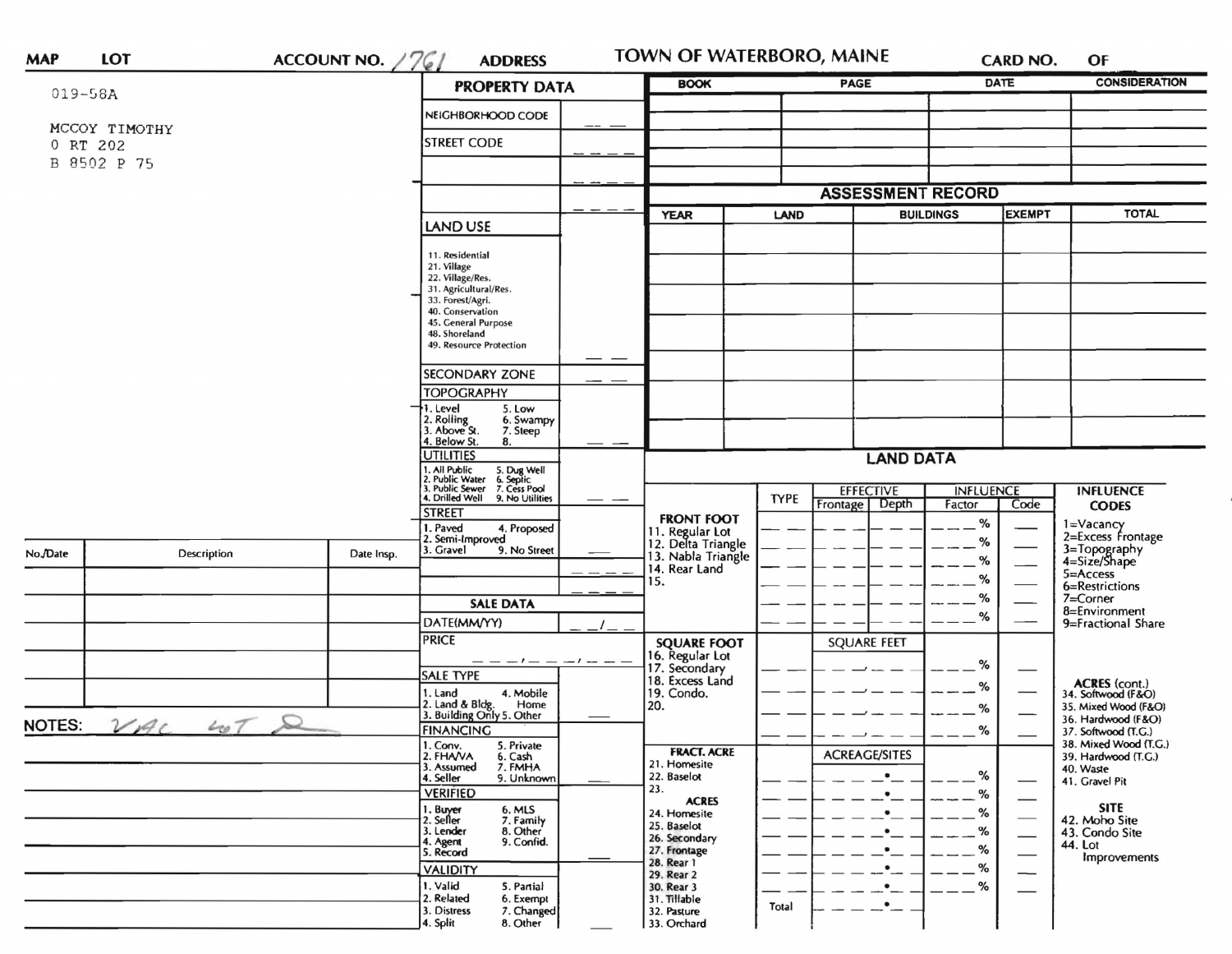**MAP** **LOT** **ACCOUNT NO.** 1761 **ADDRESS** **TOWN OF WATERBORO, MAINE** **CARD NO.** **OF**

019-58A

MCCOY TIMOTHY
0 RT 202
B 8502 P 75

## PROPERTY DATA

| | |
|---|---|
| NEIGHBORHOOD CODE | |
| STREET CODE | |
| | |
| | |

**LAND USE**

11. Residential
21. Village
22. Village/Res.
31. Agricultural/Res.
33. Forest/Agri.
40. Conservation
45. General Purpose
48. Shoreland
49. Resource Protection

**SECONDARY ZONE**

**TOPOGRAPHY**

1. Level 5. Low
2. Rolling 6. Swampy
3. Above St. 7. Steep
4. Below St. 8.

**UTILITIES**

1. All Public 5. Dug Well
2. Public Water 6. Septic
3. Public Sewer 7. Cess Pool
4. Drilled Well 9. No Utilities

**STREET**

1. Paved 4. Proposed
2. Semi-Improved
3. Gravel 9. No Street

**SALE DATA**

DATE(MM/YY)

PRICE

**SALE TYPE**

1. Land 4. Mobile Home
2. Land & Bldg.
3. Building Only 5. Other

**FINANCING**

1. Conv. 5. Private
2. FHA/VA 6. Cash
3. Assumed 7. FMHA
4. Seller 9. Unknown

**VERIFIED**

1. Buyer 6. MLS
2. Seller 7. Family
3. Lender 8. Other
4. Agent 9. Confid.
5. Record

**VALIDITY**

1. Valid 5. Partial
2. Related 6. Exempt
3. Distress 7. Changed
4. Split 8. Other

| BOOK | PAGE | DATE | CONSIDERATION |
|---|---|---|---|
| | | | |
| | | | |
| | | | |
| | | | |
| | | | |

## ASSESSMENT RECORD

| YEAR | LAND | BUILDINGS | EXEMPT | TOTAL |
|---|---|---|---|---|
| | | | | |
| | | | | |
| | | | | |
| | | | | |
| | | | | |
| | | | | |

| No./Date | Description | Date Insp. |
|---|---|---|
| | | |
| | | |
| | | |
| | | |
| | | |

NOTES: VAC LOT

## LAND DATA

| | TYPE | EFFECTIVE Frontage | EFFECTIVE Depth | INFLUENCE Factor | INFLUENCE Code |
|---|---|---|---|---|---|
| **FRONT FOOT** 11. Regular Lot 12. Delta Triangle 13. Nabla Triangle 14. Rear Land 15. | | | | % | |
| **SQUARE FOOT** 16. Regular Lot 17. Secondary 18. Excess Land 19. Condo. 20. | | SQUARE FEET | | % | |
| **FRACT. ACRE** 21. Homesite 22. Baselot 23. **ACRES** 24. Homesite 25. Baselot 26. Secondary 27. Frontage 28. Rear 1 29. Rear 2 30. Rear 3 31. Tillable 32. Pasture 33. Orchard | | ACREAGE/SITES | | % | |
| | Total | | | | |

**INFLUENCE CODES**

1=Vacancy
2=Excess Frontage
3=Topography
4=Size/Shape
5=Access
6=Restrictions
7=Corner
8=Environment
9=Fractional Share

**ACRES** (cont.)
34. Softwood (F&O)
35. Mixed Wood (F&O)
36. Hardwood (F&O)
37. Softwood (T.G.)
38. Mixed Wood (T.G.)
39. Hardwood (T.G.)
40. Waste
41. Gravel Pit

**SITE**
42. Moho Site
43. Condo Site
44. Lot Improvements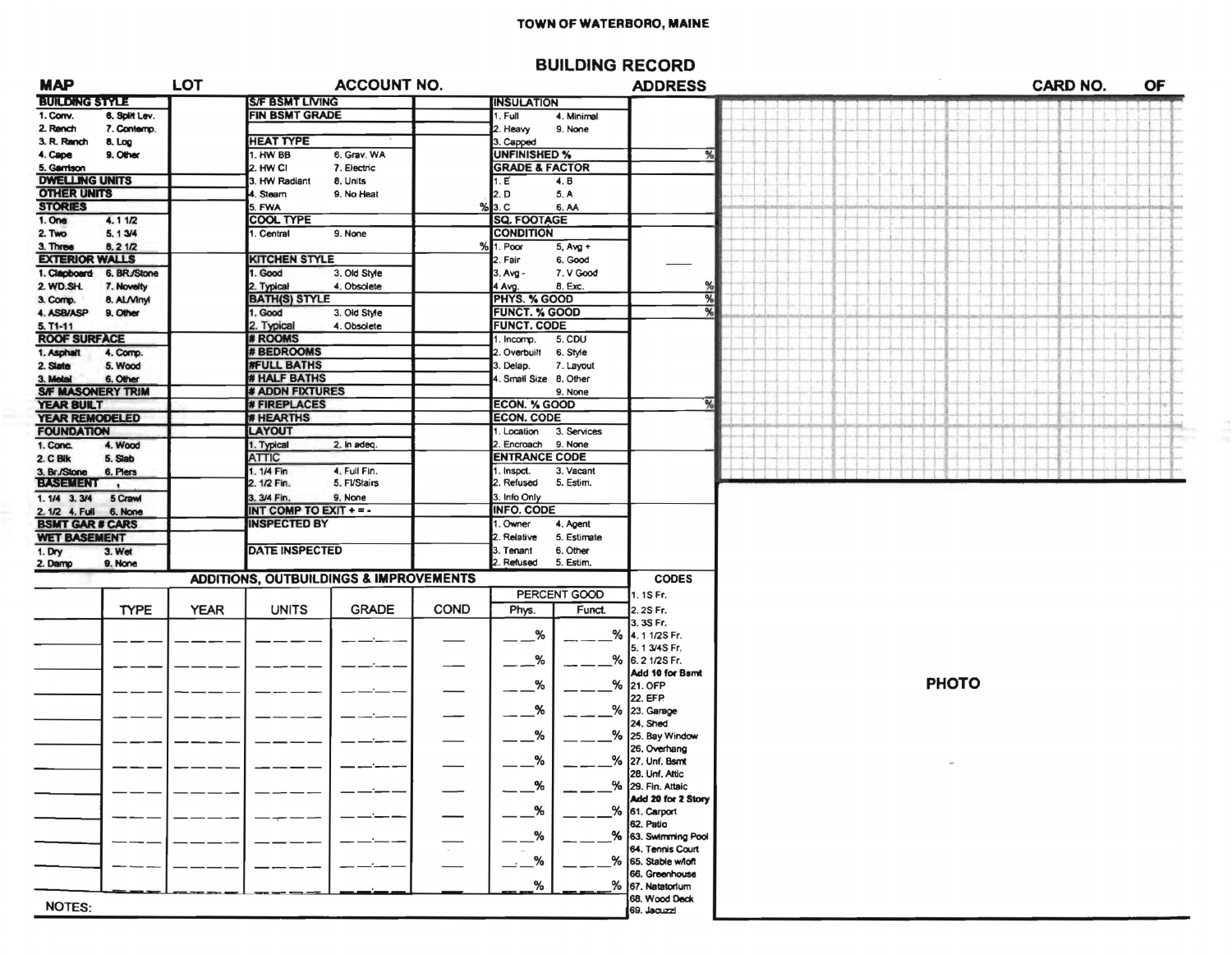TOWN OF WATERBORO, MAINE

## BUILDING RECORD

MAP | LOT | ACCOUNT NO. | ADDRESS | CARD NO. | OF

| | | | | | |
|---|---|---|---|---|---|
| **BUILDING STYLE** | | **S/F BSMT LIVING** | | **INSULATION** | |
| 1. Conv. 6. Split Lev. | | **FIN BSMT GRADE** | | 1. Full 4. Minimal | |
| 2. Ranch 7. Contemp. | | | | 2. Heavy 9. None | |
| 3. R. Ranch 8. Log | | **HEAT TYPE** | | 3. Capped | |
| 4. Cape 9. Other | | 1. HW BB 6. Grav. WA | | **UNFINISHED %** | % |
| 5. Garrison | | 2. HW CI 7. Electric | | **GRADE & FACTOR** | |
| **DWELLING UNITS** | | 3. HW Radiant 8. Units | | 1. E 4. B | |
| **OTHER UNITS** | | 4. Steam 9. No Heat | | 2. D 5. A | |
| **STORIES** | | 5. FWA | % | 3. C 6. AA | |
| 1. One 4. 1 1/2 | | **COOL TYPE** | | **SQ. FOOTAGE** | |
| 2. Two 5. 1 3/4 | | 1. Central 9. None | | **CONDITION** | |
| 3. Three 6. 2 1/2 | | | % | 1. Poor 5. Avg + | |
| **EXTERIOR WALLS** | | **KITCHEN STYLE** | | 2. Fair 6. Good | |
| 1. Clapboard 6. BR./Stone | | 1. Good 3. Old Style | | 3. Avg - 7. V Good | |
| 2. WD.SH. 7. Novelty | | 2. Typical 4. Obsolete | | 4 Avg. 8. Exc. | % |
| 3. Comp. 8. AL/Vinyl | | **BATH(S) STYLE** | | **PHYS. % GOOD** | % |
| 4. ASB/ASP 9. Other | | 1. Good 3. Old Style | | **FUNCT. % GOOD** | % |
| 5. T1-11 | | 2. Typical 4. Obsolete | | **FUNCT. CODE** | |
| **ROOF SURFACE** | | **# ROOMS** | | 1. Incomp. 5. CDU | |
| 1. Asphalt 4. Comp. | | **# BEDROOMS** | | 2. Overbuilt 6. Style | |
| 2. Slate 5. Wood | | **#FULL BATHS** | | 3. Delap. 7. Layout | |
| 3. Metal 6. Other | | **# HALF BATHS** | | 4. Small Size 8. Other | |
| **S/F MASONERY TRIM** | | **# ADDN FIXTURES** | | 9. None | |
| **YEAR BUILT** | | **# FIREPLACES** | | **ECON. % GOOD** | % |
| **YEAR REMODELED** | | **# HEARTHS** | | **ECON. CODE** | |
| **FOUNDATION** | | **LAYOUT** | | 1. Location 3. Services | |
| 1. Conc. 4. Wood | | 1. Typical 2. In adeq. | | 2. Encroach 9. None | |
| 2. C Blk 5. Slab | | **ATTIC** | | **ENTRANCE CODE** | |
| 3. Br./Stone 6. Piers | | 1. 1/4 Fin 4. Full Fin. | | 1. Inspct. 3. Vacant | |
| **BASEMENT** | | 2. 1/2 Fin. 5. Fl/Stairs | | 2. Refused 5. Estim. | |
| 1. 1/4 3. 3/4 5 Crawl | | 3. 3/4 Fin. 9. None | | 3. Info Only | |
| 2. 1/2 4. Full 6. None | | **INT COMP TO EXIT + = -** | | **INFO. CODE** | |
| **BSMT GAR # CARS** | | **INSPECTED BY** | | 1. Owner 4. Agent | |
| **WET BASEMENT** | | | | 2. Relative 5. Estimate | |
| 1. Dry 3. Wet | | **DATE INSPECTED** | | 3. Tenant 6. Other | |
| 2. Damp 9. None | | | | 2. Refused 5. Estim. | |

### ADDITIONS, OUTBUILDINGS & IMPROVEMENTS

| | TYPE | YEAR | UNITS | GRADE | COND | PERCENT GOOD Phys. | PERCENT GOOD Funct. |
|---|---|---|---|---|---|---|---|
| | | | | | | % | % |
| | | | | | | % | % |
| | | | | | | % | % |
| | | | | | | % | % |
| | | | | | | % | % |
| | | | | | | % | % |
| | | | | | | % | % |
| | | | | | | % | % |
| | | | | | | % | % |
| | | | | | | % | % |
| | | | | | | % | % |

NOTES:

**CODES**
1. 1S Fr.
2. 2S Fr.
3. 3S Fr.
4. 1 1/2S Fr.
5. 1 3/4S Fr.
6. 2 1/2S Fr.
**Add 10 for Bsmt**
21. OFP
22. EFP
23. Garage
24. Shed
25. Bay Window
26. Overhang
27. Unf. Bsmt
28. Unf. Attic
29. Fin. Attaic
**Add 20 for 2 Story**
61. Carport
62. Patio
63. Swimming Pool
64. Tennis Court
65. Stable w/loft
66. Greenhouse
67. Natatorium
68. Wood Deck
69. Jacuzzi

PHOTO